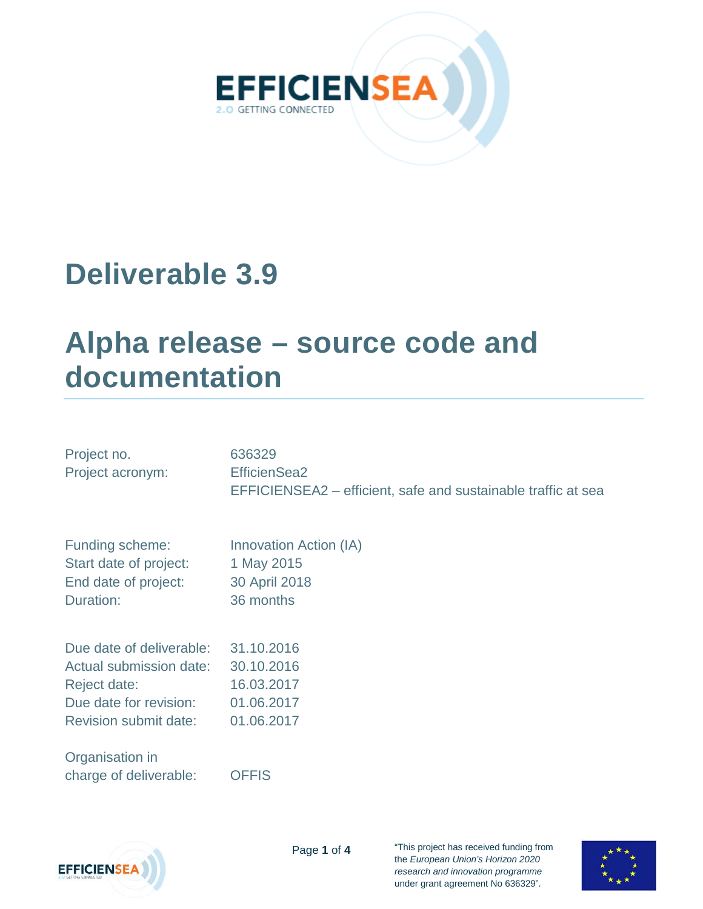# Deliverable 3.9

# Alpha release – source code and documentation

| | |
|---|---|
| Project no. | 636329 |
| Project acronym: | EfficienSea2 |
| | EFFICIENSEA2 – efficient, safe and sustainable traffic at sea |
| | |
| Funding scheme: | Innovation Action (IA) |
| Start date of project: | 1 May 2015 |
| End date of project: | 30 April 2018 |
| Duration: | 36 months |
| | |
| Due date of deliverable: | 31.10.2016 |
| Actual submission date: | 30.10.2016 |
| Reject date: | 16.03.2017 |
| Due date for revision: | 01.06.2017 |
| Revision submit date: | 01.06.2017 |
| | |
| Organisation in charge of deliverable: | OFFIS |

"This project has received funding from the *European Union's Horizon 2020 research and innovation programme* under grant agreement No 636329".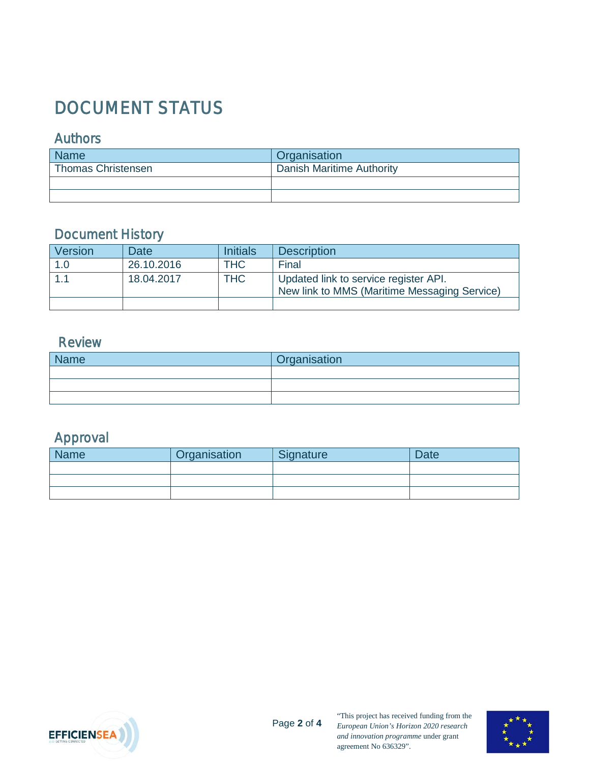# DOCUMENT STATUS

## Authors

| Name | Organisation |
|---|---|
| Thomas Christensen | Danish Maritime Authority |
| | |
| | |

## Document History

| Version | Date | Initials | Description |
|---|---|---|---|
| 1.0 | 26.10.2016 | THC | Final |
| 1.1 | 18.04.2017 | THC | Updated link to service register API.<br>New link to MMS (Maritime Messaging Service) |
| | | | |

## Review

| Name | Organisation |
|---|---|
| | |
| | |
| | |

## Approval

| Name | Organisation | Signature | Date |
|---|---|---|---|
| | | | |
| | | | |
| | | | |

"This project has received funding from the *European Union's Horizon 2020 research and innovation programme* under grant agreement No 636329".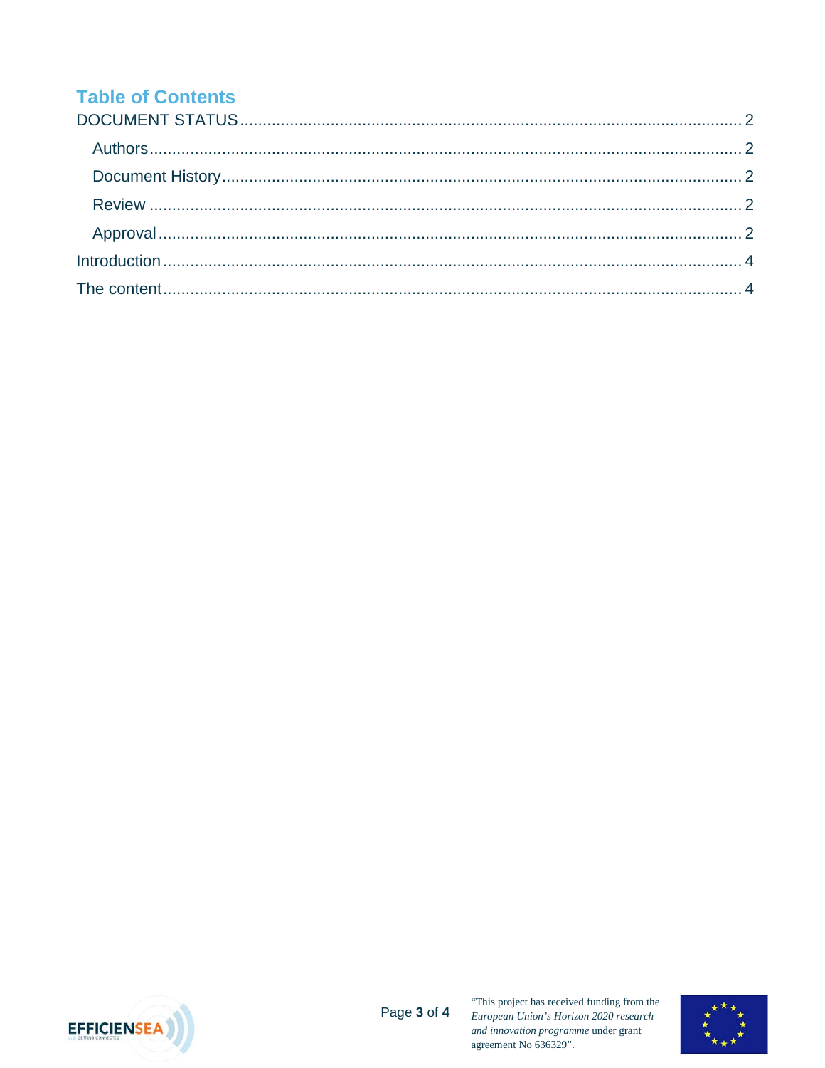# Table of Contents

DOCUMENT STATUS ........................................................................................................ 2

- Authors ........................................................................................................ 2
- Document History ........................................................................................................ 2
- Review ........................................................................................................ 2
- Approval ........................................................................................................ 2

Introduction ........................................................................................................ 4

The content ........................................................................................................ 4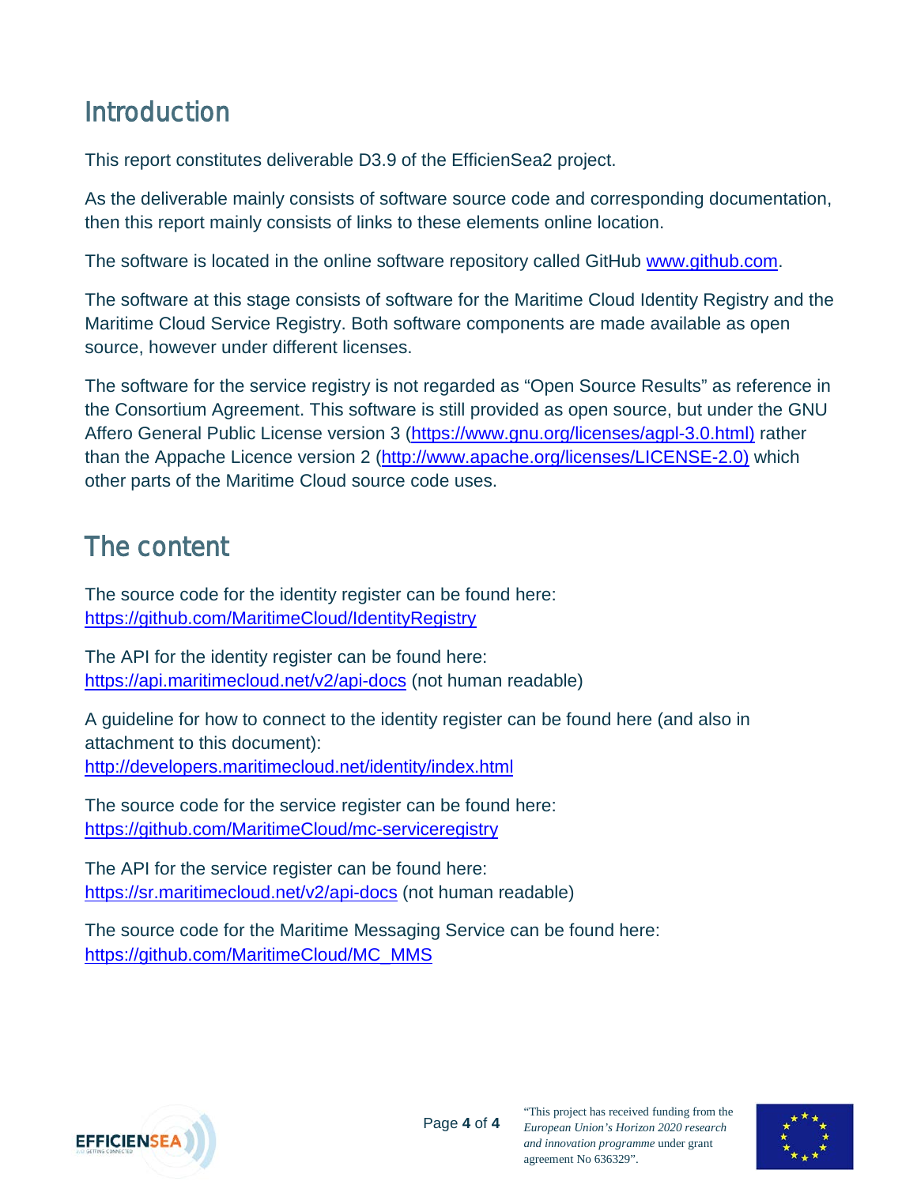# Introduction

This report constitutes deliverable D3.9 of the EfficienSea2 project.

As the deliverable mainly consists of software source code and corresponding documentation, then this report mainly consists of links to these elements online location.

The software is located in the online software repository called GitHub [www.github.com](http://www.github.com).

The software at this stage consists of software for the Maritime Cloud Identity Registry and the Maritime Cloud Service Registry. Both software components are made available as open source, however under different licenses.

The software for the service registry is not regarded as “Open Source Results” as reference in the Consortium Agreement. This software is still provided as open source, but under the GNU Affero General Public License version 3 ([https://www.gnu.org/licenses/agpl-3.0.html)](https://www.gnu.org/licenses/agpl-3.0.html) rather than the Appache Licence version 2 ([http://www.apache.org/licenses/LICENSE-2.0)](http://www.apache.org/licenses/LICENSE-2.0) which other parts of the Maritime Cloud source code uses.

# The content

The source code for the identity register can be found here:
[https://github.com/MaritimeCloud/IdentityRegistry](https://github.com/MaritimeCloud/IdentityRegistry)

The API for the identity register can be found here:
[https://api.maritimecloud.net/v2/api-docs](https://api.maritimecloud.net/v2/api-docs) (not human readable)

A guideline for how to connect to the identity register can be found here (and also in attachment to this document):
[http://developers.maritimecloud.net/identity/index.html](http://developers.maritimecloud.net/identity/index.html)

The source code for the service register can be found here:
[https://github.com/MaritimeCloud/mc-serviceregistry](https://github.com/MaritimeCloud/mc-serviceregistry)

The API for the service register can be found here:
[https://sr.maritimecloud.net/v2/api-docs](https://sr.maritimecloud.net/v2/api-docs) (not human readable)

The source code for the Maritime Messaging Service can be found here:
[https://github.com/MaritimeCloud/MC_MMS](https://github.com/MaritimeCloud/MC_MMS)